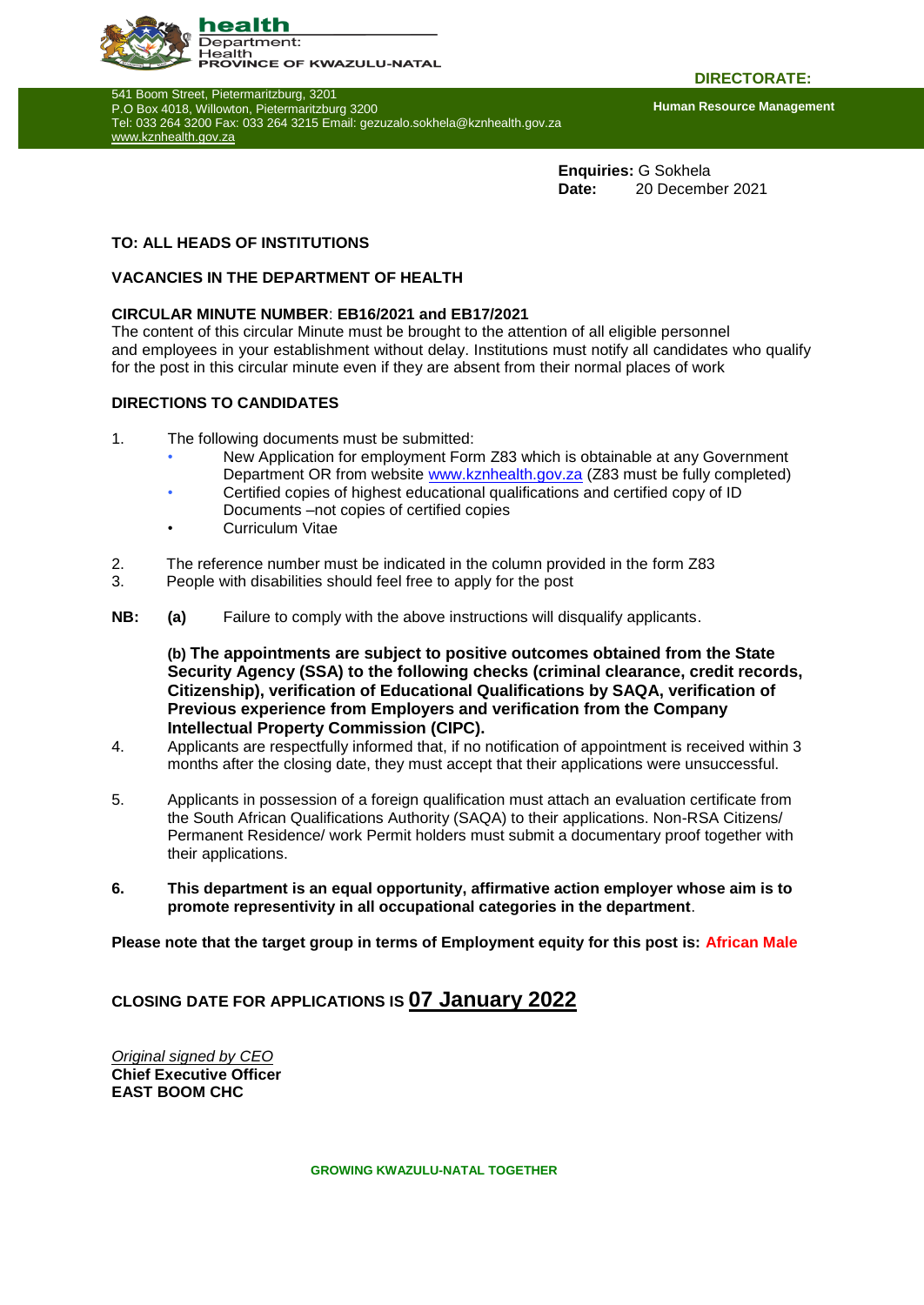**health**
Department:
Health
**PROVINCE OF KWAZULU-NATAL**

**DIRECTORATE:**

541 Boom Street, Pietermaritzburg, 3201
P.O Box 4018, Willowton, Pietermaritzburg 3200
Tel: 033 264 3200 Fax: 033 264 3215 Email: gezuzalo.sokhela@kznhealth.gov.za
www.kznhealth.gov.za

**Human Resource Management**

**Enquiries:** G Sokhela
**Date:** 20 December 2021

**TO: ALL HEADS OF INSTITUTIONS**

**VACANCIES IN THE DEPARTMENT OF HEALTH**

**CIRCULAR MINUTE NUMBER**: **EB16/2021 and EB17/2021**

The content of this circular Minute must be brought to the attention of all eligible personnel and employees in your establishment without delay. Institutions must notify all candidates who qualify for the post in this circular minute even if they are absent from their normal places of work

**DIRECTIONS TO CANDIDATES**

1. The following documents must be submitted:
   - New Application for employment Form Z83 which is obtainable at any Government Department OR from website www.kznhealth.gov.za (Z83 must be fully completed)
   - Certified copies of highest educational qualifications and certified copy of ID Documents –not copies of certified copies
   - Curriculum Vitae
2. The reference number must be indicated in the column provided in the form Z83
3. People with disabilities should feel free to apply for the post

**NB:** **(a)** Failure to comply with the above instructions will disqualify applicants.

**(b) The appointments are subject to positive outcomes obtained from the State Security Agency (SSA) to the following checks (criminal clearance, credit records, Citizenship), verification of Educational Qualifications by SAQA, verification of Previous experience from Employers and verification from the Company Intellectual Property Commission (CIPC).**

4. Applicants are respectfully informed that, if no notification of appointment is received within 3 months after the closing date, they must accept that their applications were unsuccessful.
5. Applicants in possession of a foreign qualification must attach an evaluation certificate from the South African Qualifications Authority (SAQA) to their applications. Non-RSA Citizens/ Permanent Residence/ work Permit holders must submit a documentary proof together with their applications.
6. **This department is an equal opportunity, affirmative action employer whose aim is to promote representivity in all occupational categories in the department**.

**Please note that the target group in terms of Employment equity for this post is: African Male**

**CLOSING DATE FOR APPLICATIONS IS 07 January 2022**

*Original signed by CEO*
**Chief Executive Officer**
**EAST BOOM CHC**

**GROWING KWAZULU-NATAL TOGETHER**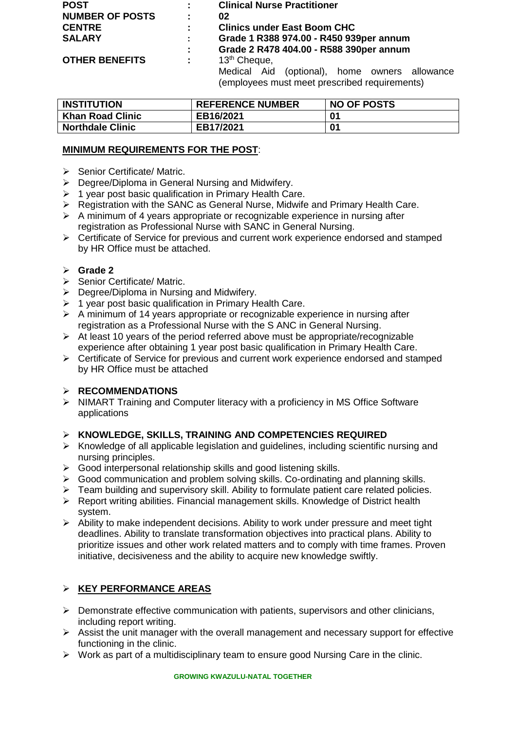| | | |
|---|---|---|
| **POST** | : | **Clinical Nurse Practitioner** |
| **NUMBER OF POSTS** | : | **02** |
| **CENTRE** | : | **Clinics under East Boom CHC** |
| **SALARY** | : | **Grade 1 R388 974.00 - R450 939per annum** |
| | : | **Grade 2 R478 404.00 - R588 390per annum** |
| **OTHER BENEFITS** | : | 13th Cheque, Medical Aid (optional), home owners allowance (employees must meet prescribed requirements) |

| INSTITUTION | REFERENCE NUMBER | NO OF POSTS |
|---|---|---|
| Khan Road Clinic | EB16/2021 | 01 |
| Northdale Clinic | EB17/2021 | 01 |

**MINIMUM REQUIREMENTS FOR THE POST**:

- Senior Certificate/ Matric.
- Degree/Diploma in General Nursing and Midwifery.
- 1 year post basic qualification in Primary Health Care.
- Registration with the SANC as General Nurse, Midwife and Primary Health Care.
- A minimum of 4 years appropriate or recognizable experience in nursing after registration as Professional Nurse with SANC in General Nursing.
- Certificate of Service for previous and current work experience endorsed and stamped by HR Office must be attached.

- **Grade 2**
- Senior Certificate/ Matric.
- Degree/Diploma in Nursing and Midwifery.
- 1 year post basic qualification in Primary Health Care.
- A minimum of 14 years appropriate or recognizable experience in nursing after registration as a Professional Nurse with the S ANC in General Nursing.
- At least 10 years of the period referred above must be appropriate/recognizable experience after obtaining 1 year post basic qualification in Primary Health Care.
- Certificate of Service for previous and current work experience endorsed and stamped by HR Office must be attached

- **RECOMMENDATIONS**
- NIMART Training and Computer literacy with a proficiency in MS Office Software applications

- **KNOWLEDGE, SKILLS, TRAINING AND COMPETENCIES REQUIRED**
- Knowledge of all applicable legislation and guidelines, including scientific nursing and nursing principles.
- Good interpersonal relationship skills and good listening skills.
- Good communication and problem solving skills. Co-ordinating and planning skills.
- Team building and supervisory skill. Ability to formulate patient care related policies.
- Report writing abilities. Financial management skills. Knowledge of District health system.
- Ability to make independent decisions. Ability to work under pressure and meet tight deadlines. Ability to translate transformation objectives into practical plans. Ability to prioritize issues and other work related matters and to comply with time frames. Proven initiative, decisiveness and the ability to acquire new knowledge swiftly.

- **KEY PERFORMANCE AREAS**

- Demonstrate effective communication with patients, supervisors and other clinicians, including report writing.
- Assist the unit manager with the overall management and necessary support for effective functioning in the clinic.
- Work as part of a multidisciplinary team to ensure good Nursing Care in the clinic.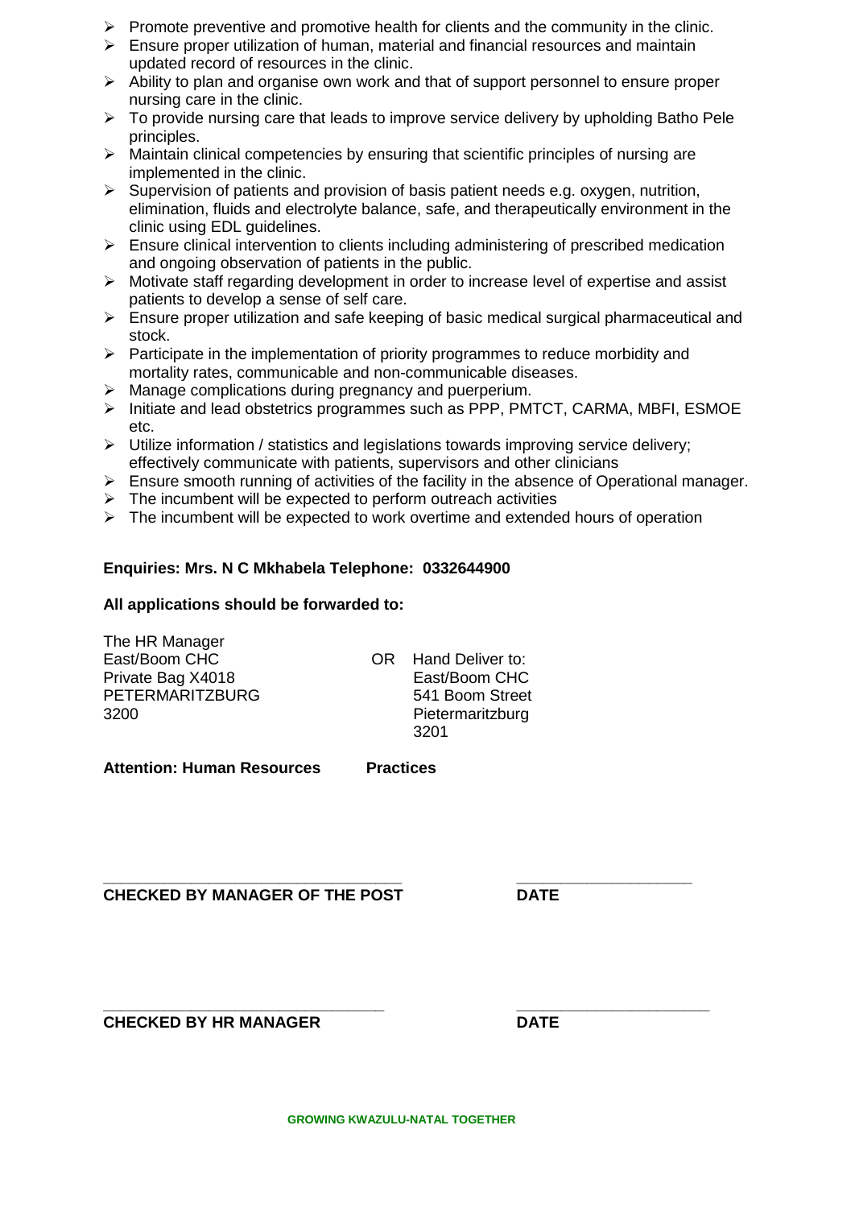- Promote preventive and promotive health for clients and the community in the clinic.
- Ensure proper utilization of human, material and financial resources and maintain updated record of resources in the clinic.
- Ability to plan and organise own work and that of support personnel to ensure proper nursing care in the clinic.
- To provide nursing care that leads to improve service delivery by upholding Batho Pele principles.
- Maintain clinical competencies by ensuring that scientific principles of nursing are implemented in the clinic.
- Supervision of patients and provision of basis patient needs e.g. oxygen, nutrition, elimination, fluids and electrolyte balance, safe, and therapeutically environment in the clinic using EDL guidelines.
- Ensure clinical intervention to clients including administering of prescribed medication and ongoing observation of patients in the public.
- Motivate staff regarding development in order to increase level of expertise and assist patients to develop a sense of self care.
- Ensure proper utilization and safe keeping of basic medical surgical pharmaceutical and stock.
- Participate in the implementation of priority programmes to reduce morbidity and mortality rates, communicable and non-communicable diseases.
- Manage complications during pregnancy and puerperium.
- Initiate and lead obstetrics programmes such as PPP, PMTCT, CARMA, MBFI, ESMOE etc.
- Utilize information / statistics and legislations towards improving service delivery; effectively communicate with patients, supervisors and other clinicians
- Ensure smooth running of activities of the facility in the absence of Operational manager.
- The incumbent will be expected to perform outreach activities
- The incumbent will be expected to work overtime and extended hours of operation

**Enquiries: Mrs. N C Mkhabela Telephone: 0332644900**

**All applications should be forwarded to:**

The HR Manager
East/Boom CHC
Private Bag X4018
PETERMARITZBURG
3200

OR Hand Deliver to:
East/Boom CHC
541 Boom Street
Pietermaritzburg
3201

**Attention: Human Resources Practices**

\_\_\_\_\_\_\_\_\_\_\_\_\_\_\_\_\_\_\_\_\_\_\_\_\_\_\_\_\_\_\_\_ \_\_\_\_\_\_\_\_\_\_\_\_\_\_\_\_\_\_\_\_

**CHECKED BY MANAGER OF THE POST** **DATE**

\_\_\_\_\_\_\_\_\_\_\_\_\_\_\_\_\_\_\_\_\_\_\_\_\_\_\_\_\_\_\_\_ \_\_\_\_\_\_\_\_\_\_\_\_\_\_\_\_\_\_\_\_

**CHECKED BY HR MANAGER** **DATE**

**GROWING KWAZULU-NATAL TOGETHER**